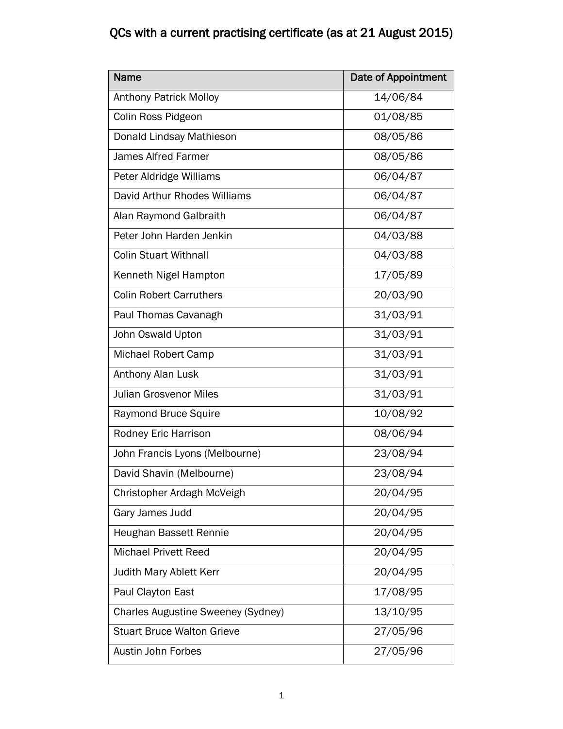# QCs with a current practising certificate (as at 21 August 2015)

| Name | Date of Appointment |
|---|---|
| Anthony Patrick Molloy | 14/06/84 |
| Colin Ross Pidgeon | 01/08/85 |
| Donald Lindsay Mathieson | 08/05/86 |
| James Alfred Farmer | 08/05/86 |
| Peter Aldridge Williams | 06/04/87 |
| David Arthur Rhodes Williams | 06/04/87 |
| Alan Raymond Galbraith | 06/04/87 |
| Peter John Harden Jenkin | 04/03/88 |
| Colin Stuart Withnall | 04/03/88 |
| Kenneth Nigel Hampton | 17/05/89 |
| Colin Robert Carruthers | 20/03/90 |
| Paul Thomas Cavanagh | 31/03/91 |
| John Oswald Upton | 31/03/91 |
| Michael Robert Camp | 31/03/91 |
| Anthony Alan Lusk | 31/03/91 |
| Julian Grosvenor Miles | 31/03/91 |
| Raymond Bruce Squire | 10/08/92 |
| Rodney Eric Harrison | 08/06/94 |
| John Francis Lyons (Melbourne) | 23/08/94 |
| David Shavin (Melbourne) | 23/08/94 |
| Christopher Ardagh McVeigh | 20/04/95 |
| Gary James Judd | 20/04/95 |
| Heughan Bassett Rennie | 20/04/95 |
| Michael Privett Reed | 20/04/95 |
| Judith Mary Ablett Kerr | 20/04/95 |
| Paul Clayton East | 17/08/95 |
| Charles Augustine Sweeney (Sydney) | 13/10/95 |
| Stuart Bruce Walton Grieve | 27/05/96 |
| Austin John Forbes | 27/05/96 |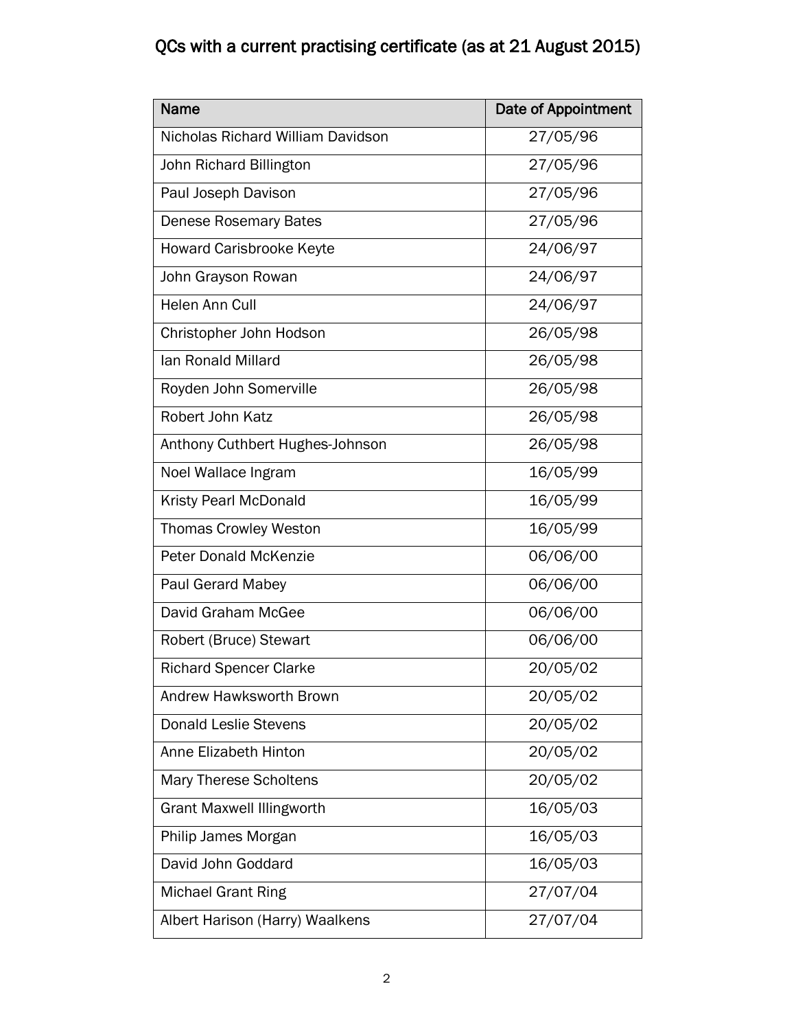# QCs with a current practising certificate (as at 21 August 2015)

| Name | Date of Appointment |
| --- | --- |
| Nicholas Richard William Davidson | 27/05/96 |
| John Richard Billington | 27/05/96 |
| Paul Joseph Davison | 27/05/96 |
| Denese Rosemary Bates | 27/05/96 |
| Howard Carisbrooke Keyte | 24/06/97 |
| John Grayson Rowan | 24/06/97 |
| Helen Ann Cull | 24/06/97 |
| Christopher John Hodson | 26/05/98 |
| Ian Ronald Millard | 26/05/98 |
| Royden John Somerville | 26/05/98 |
| Robert John Katz | 26/05/98 |
| Anthony Cuthbert Hughes-Johnson | 26/05/98 |
| Noel Wallace Ingram | 16/05/99 |
| Kristy Pearl McDonald | 16/05/99 |
| Thomas Crowley Weston | 16/05/99 |
| Peter Donald McKenzie | 06/06/00 |
| Paul Gerard Mabey | 06/06/00 |
| David Graham McGee | 06/06/00 |
| Robert (Bruce) Stewart | 06/06/00 |
| Richard Spencer Clarke | 20/05/02 |
| Andrew Hawksworth Brown | 20/05/02 |
| Donald Leslie Stevens | 20/05/02 |
| Anne Elizabeth Hinton | 20/05/02 |
| Mary Therese Scholtens | 20/05/02 |
| Grant Maxwell Illingworth | 16/05/03 |
| Philip James Morgan | 16/05/03 |
| David John Goddard | 16/05/03 |
| Michael Grant Ring | 27/07/04 |
| Albert Harison (Harry) Waalkens | 27/07/04 |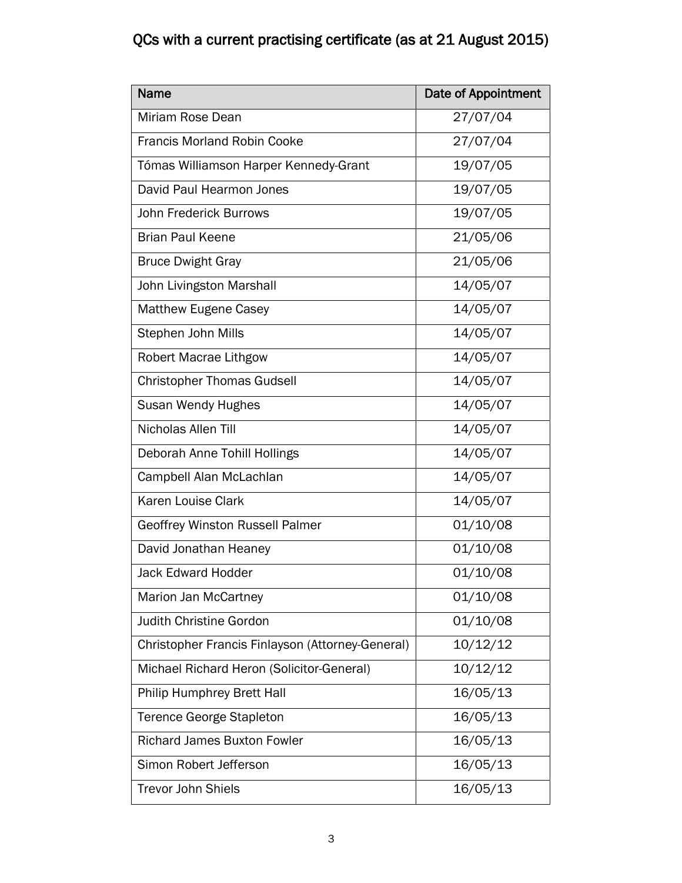# QCs with a current practising certificate (as at 21 August 2015)

| Name | Date of Appointment |
| --- | --- |
| Miriam Rose Dean | 27/07/04 |
| Francis Morland Robin Cooke | 27/07/04 |
| Tómas Williamson Harper Kennedy-Grant | 19/07/05 |
| David Paul Hearmon Jones | 19/07/05 |
| John Frederick Burrows | 19/07/05 |
| Brian Paul Keene | 21/05/06 |
| Bruce Dwight Gray | 21/05/06 |
| John Livingston Marshall | 14/05/07 |
| Matthew Eugene Casey | 14/05/07 |
| Stephen John Mills | 14/05/07 |
| Robert Macrae Lithgow | 14/05/07 |
| Christopher Thomas Gudsell | 14/05/07 |
| Susan Wendy Hughes | 14/05/07 |
| Nicholas Allen Till | 14/05/07 |
| Deborah Anne Tohill Hollings | 14/05/07 |
| Campbell Alan McLachlan | 14/05/07 |
| Karen Louise Clark | 14/05/07 |
| Geoffrey Winston Russell Palmer | 01/10/08 |
| David Jonathan Heaney | 01/10/08 |
| Jack Edward Hodder | 01/10/08 |
| Marion Jan McCartney | 01/10/08 |
| Judith Christine Gordon | 01/10/08 |
| Christopher Francis Finlayson (Attorney-General) | 10/12/12 |
| Michael Richard Heron (Solicitor-General) | 10/12/12 |
| Philip Humphrey Brett Hall | 16/05/13 |
| Terence George Stapleton | 16/05/13 |
| Richard James Buxton Fowler | 16/05/13 |
| Simon Robert Jefferson | 16/05/13 |
| Trevor John Shiels | 16/05/13 |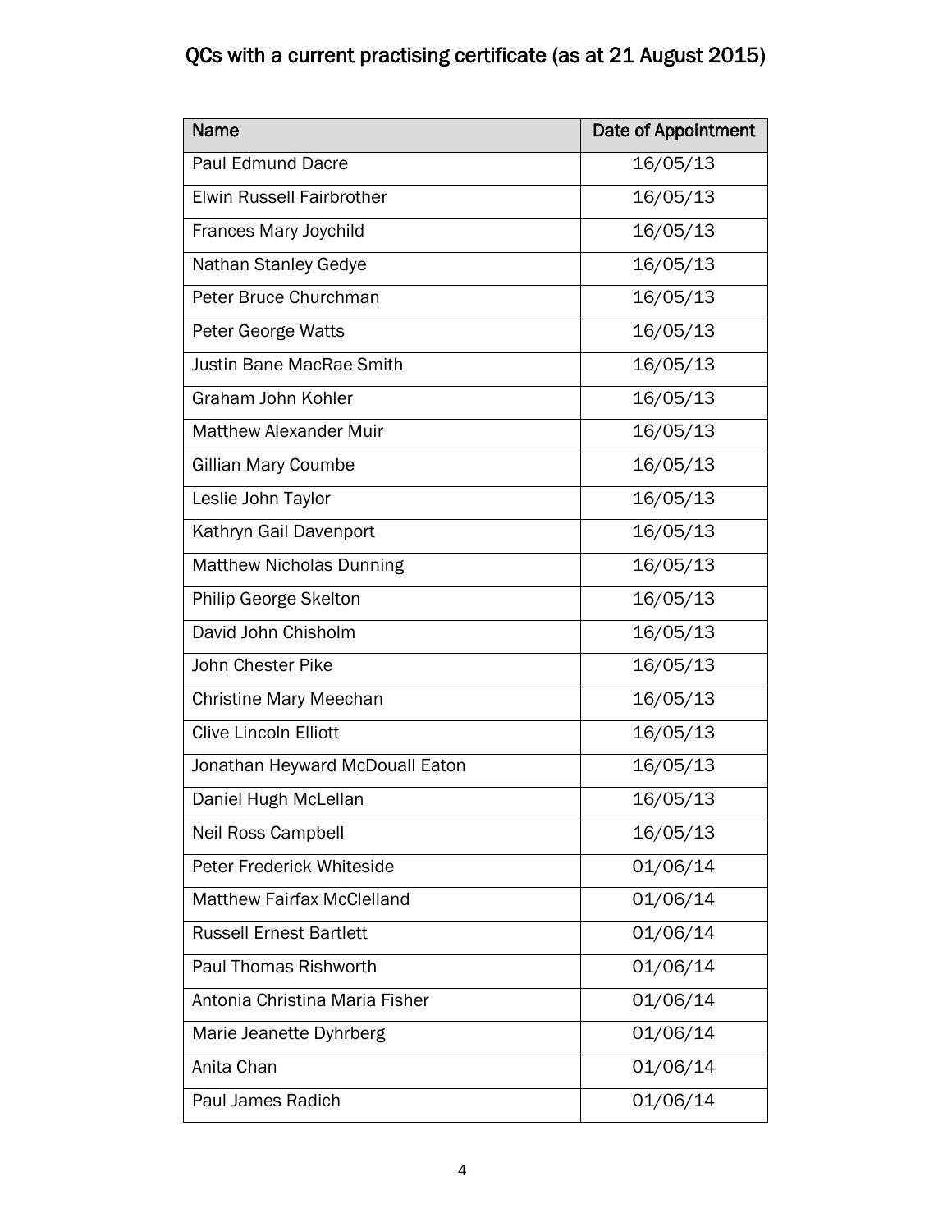# QCs with a current practising certificate (as at 21 August 2015)

| Name | Date of Appointment |
|---|---|
| Paul Edmund Dacre | 16/05/13 |
| Elwin Russell Fairbrother | 16/05/13 |
| Frances Mary Joychild | 16/05/13 |
| Nathan Stanley Gedye | 16/05/13 |
| Peter Bruce Churchman | 16/05/13 |
| Peter George Watts | 16/05/13 |
| Justin Bane MacRae Smith | 16/05/13 |
| Graham John Kohler | 16/05/13 |
| Matthew Alexander Muir | 16/05/13 |
| Gillian Mary Coumbe | 16/05/13 |
| Leslie John Taylor | 16/05/13 |
| Kathryn Gail Davenport | 16/05/13 |
| Matthew Nicholas Dunning | 16/05/13 |
| Philip George Skelton | 16/05/13 |
| David John Chisholm | 16/05/13 |
| John Chester Pike | 16/05/13 |
| Christine Mary Meechan | 16/05/13 |
| Clive Lincoln Elliott | 16/05/13 |
| Jonathan Heyward McDouall Eaton | 16/05/13 |
| Daniel Hugh McLellan | 16/05/13 |
| Neil Ross Campbell | 16/05/13 |
| Peter Frederick Whiteside | 01/06/14 |
| Matthew Fairfax McClelland | 01/06/14 |
| Russell Ernest Bartlett | 01/06/14 |
| Paul Thomas Rishworth | 01/06/14 |
| Antonia Christina Maria Fisher | 01/06/14 |
| Marie Jeanette Dyhrberg | 01/06/14 |
| Anita Chan | 01/06/14 |
| Paul James Radich | 01/06/14 |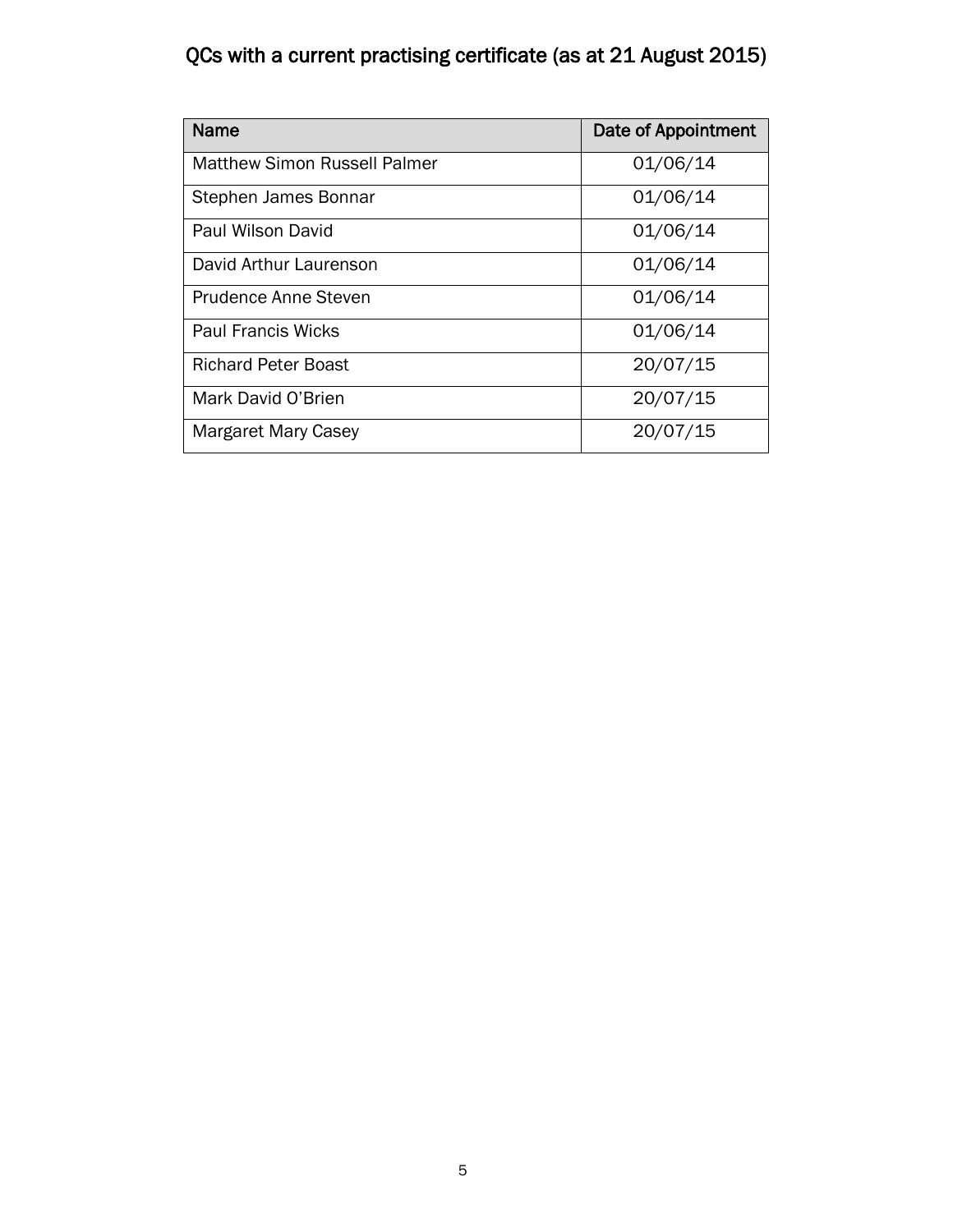# QCs with a current practising certificate (as at 21 August 2015)

| Name | Date of Appointment |
|---|---|
| Matthew Simon Russell Palmer | 01/06/14 |
| Stephen James Bonnar | 01/06/14 |
| Paul Wilson David | 01/06/14 |
| David Arthur Laurenson | 01/06/14 |
| Prudence Anne Steven | 01/06/14 |
| Paul Francis Wicks | 01/06/14 |
| Richard Peter Boast | 20/07/15 |
| Mark David O'Brien | 20/07/15 |
| Margaret Mary Casey | 20/07/15 |